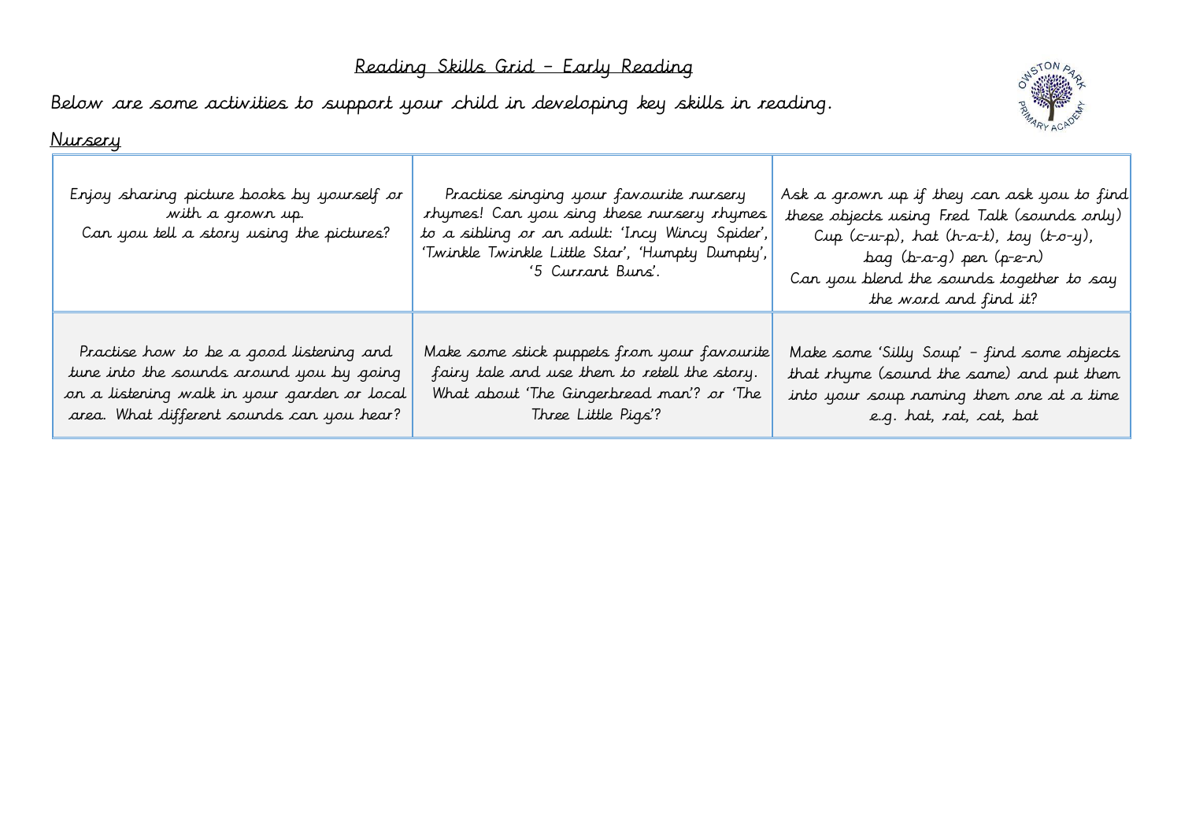# Reading Skills Grid – Early Reading

Below are some activities to support your child in developing key skills in reading.

## Nursery

| | | |
|---|---|---|
| Enjoy sharing picture books by yourself or with a grown up. Can you tell a story using the pictures? | Practise singing your favourite nursery rhymes! Can you sing these nursery rhymes to a sibling or an adult: 'Incy Wincy Spider', 'Twinkle Twinkle Little Star', 'Humpty Dumpty', '5 Currant Buns'. | Ask a grown up if they can ask you to find these objects using Fred Talk (sounds only) Cup (c-u-p), hat (h-a-t), toy (t-o-y), bag (b-a-g) pen (p-e-n) Can you blend the sounds together to say the word and find it? |
| Practise how to be a good listening and tune into the sounds around you by going on a listening walk in your garden or local area. What different sounds can you hear? | Make some stick puppets from your favourite fairy tale and use them to retell the story. What about 'The Gingerbread man'? or 'The Three Little Pigs'? | Make some 'Silly Soup' – find some objects that rhyme (sound the same) and put them into your soup naming them one at a time e.g. hat, rat, cat, bat |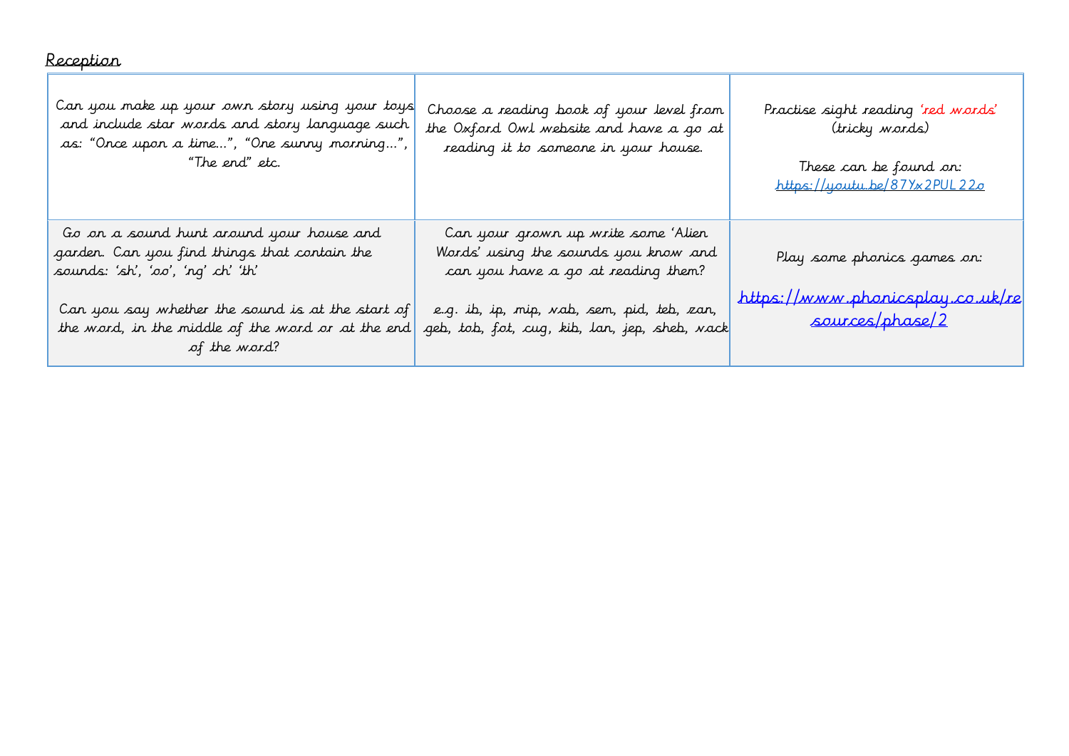<u>Reception</u>

| | | |
|---|---|---|
| Can you make up your own story using your toys and include star words and story language such as: "Once upon a time…", "One sunny morning…", "The end" etc. | Choose a reading book of your level from the Oxford Owl website and have a go at reading it to someone in your house. | Practise sight reading 'red words' (tricky words)<br><br>These can be found on: https://youtu.be/87Yx2PUL22o |
| Go on a sound hunt around your house and garden. Can you find things that contain the sounds: 'sh', 'oo', 'ng' ch' 'th'<br><br>Can you say whether the sound is at the start of the word, in the middle of the word or at the end of the word? | Can your grown up write some 'Alien Words' using the sounds you know and can you have a go at reading them?<br><br>e.g. ib, ip, mip, vab, sem, pid, teb, zan, geb, tob, fot, cug, kib, lan, jep, sheb, vack | Play some phonics games on:<br><br>https://www.phonicsplay.co.uk/resources/phase/2 |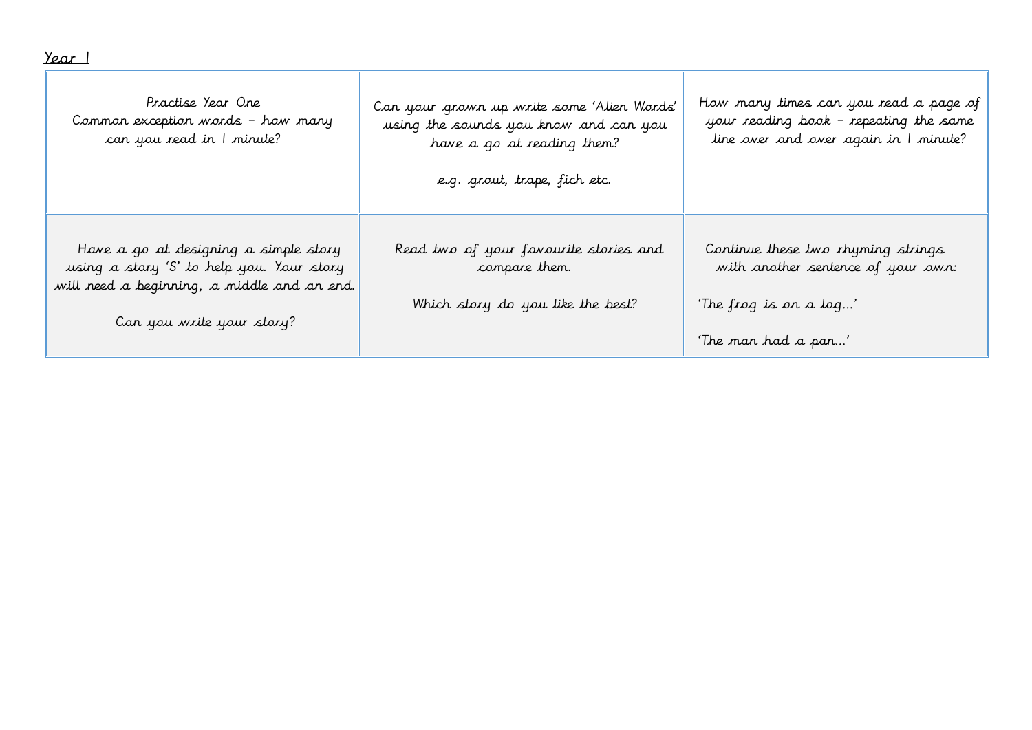Year 1

| | | |
|---|---|---|
| Practise Year One Common exception words – how many can you read in 1 minute? | Can your grown up write some 'Alien Words' using the sounds you know and can you have a go at reading them?<br><br>e.g. grout, trape, fich etc. | How many times can you read a page of your reading book – repeating the same line over and over again in 1 minute? |
| Have a go at designing a simple story using a story 'S' to help you. Your story will need a beginning, a middle and an end.<br><br>Can you write your story? | Read two of your favourite stories and compare them.<br><br>Which story do you like the best? | Continue these two rhyming strings with another sentence of your own:<br><br>'The frog is on a log…'<br><br>'The man had a pan…' |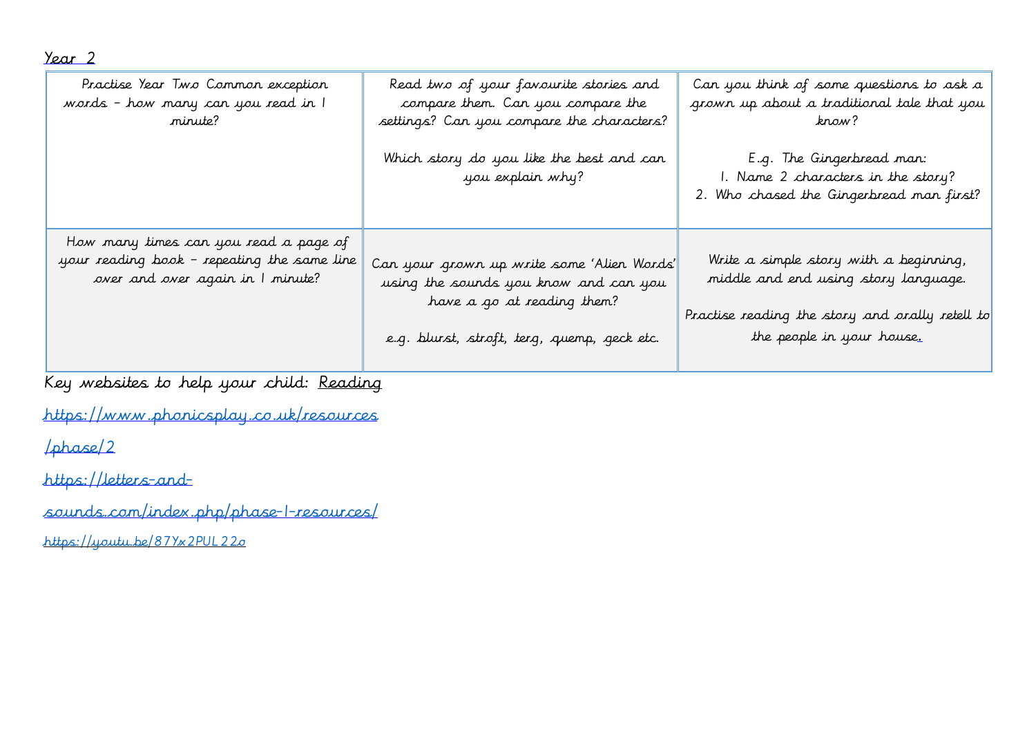Year 2

| | | |
|---|---|---|
| Practise Year Two Common exception words – how many can you read in 1 minute? | Read two of your favourite stories and compare them. Can you compare the settings? Can you compare the characters?<br><br>Which story do you like the best and can you explain why? | Can you think of some questions to ask a grown up about a traditional tale that you know?<br><br>E.g. The Gingerbread man:<br>1. Name 2 characters in the story?<br>2. Who chased the Gingerbread man first? |
| How many times can you read a page of your reading book – repeating the same line over and over again in 1 minute? | Can your grown up write some 'Alien Words' using the sounds you know and can you have a go at reading them?<br><br>e.g. blurst, stroft, terg, quemp, geck etc. | Write a simple story with a beginning, middle and end using story language.<br><br>Practise reading the story and orally retell to the people in your house. |

Key websites to help your child: Reading

https://www.phonicsplay.co.uk/resources/phase/2

https://letters-and-sounds.com/index.php/phase-1-resources/

https://youtu.be/87Yx2PUL22o